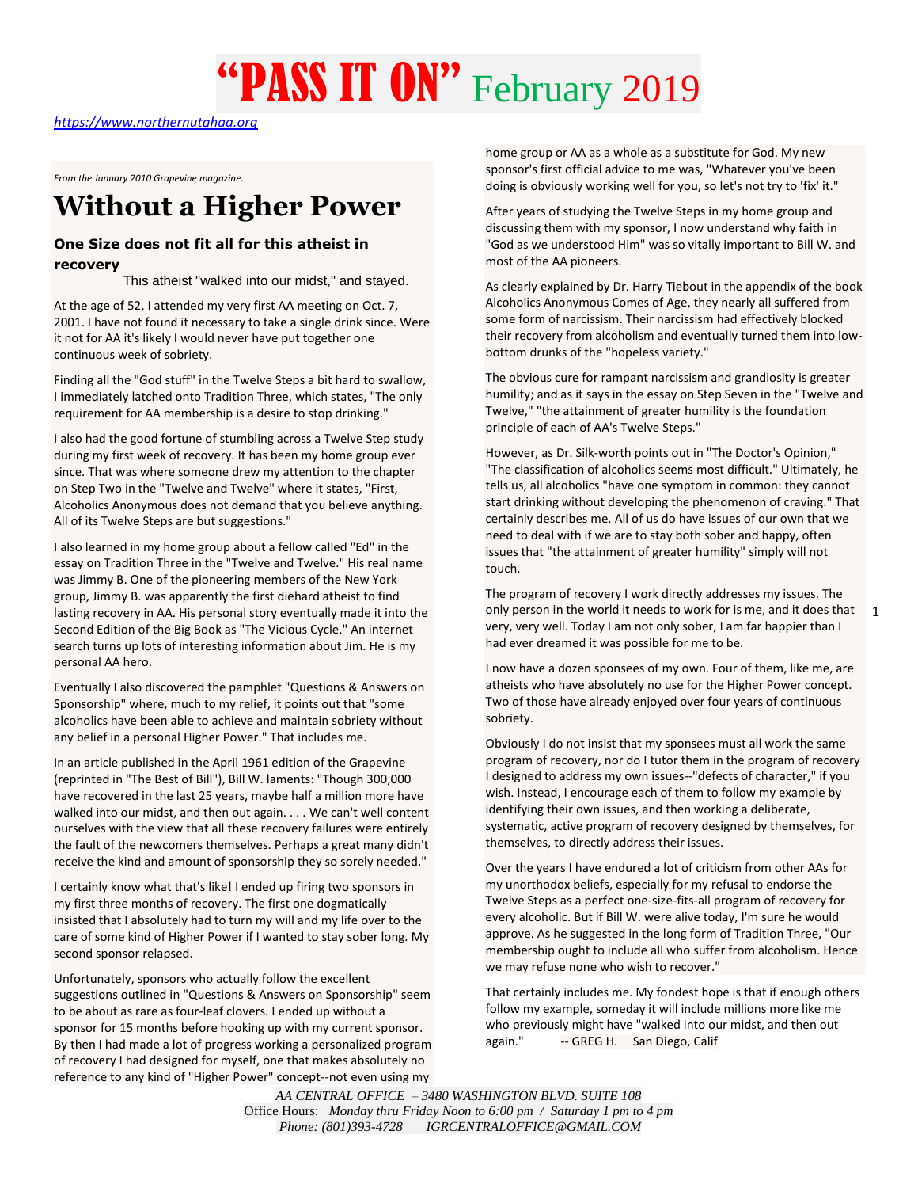# "PASS IT ON" February 2019

https://www.northernutahaa.org

*From the January 2010 Grapevine magazine.*

# Without a Higher Power

### One Size does not fit all for this atheist in recovery

This atheist "walked into our midst," and stayed.

At the age of 52, I attended my very first AA meeting on Oct. 7, 2001. I have not found it necessary to take a single drink since. Were it not for AA it's likely I would never have put together one continuous week of sobriety.

Finding all the "God stuff" in the Twelve Steps a bit hard to swallow, I immediately latched onto Tradition Three, which states, "The only requirement for AA membership is a desire to stop drinking."

I also had the good fortune of stumbling across a Twelve Step study during my first week of recovery. It has been my home group ever since. That was where someone drew my attention to the chapter on Step Two in the "Twelve and Twelve" where it states, "First, Alcoholics Anonymous does not demand that you believe anything. All of its Twelve Steps are but suggestions."

I also learned in my home group about a fellow called "Ed" in the essay on Tradition Three in the "Twelve and Twelve." His real name was Jimmy B. One of the pioneering members of the New York group, Jimmy B. was apparently the first diehard atheist to find lasting recovery in AA. His personal story eventually made it into the Second Edition of the Big Book as "The Vicious Cycle." An internet search turns up lots of interesting information about Jim. He is my personal AA hero.

Eventually I also discovered the pamphlet "Questions & Answers on Sponsorship" where, much to my relief, it points out that "some alcoholics have been able to achieve and maintain sobriety without any belief in a personal Higher Power." That includes me.

In an article published in the April 1961 edition of the Grapevine (reprinted in "The Best of Bill"), Bill W. laments: "Though 300,000 have recovered in the last 25 years, maybe half a million more have walked into our midst, and then out again. . . . We can't well content ourselves with the view that all these recovery failures were entirely the fault of the newcomers themselves. Perhaps a great many didn't receive the kind and amount of sponsorship they so sorely needed."

I certainly know what that's like! I ended up firing two sponsors in my first three months of recovery. The first one dogmatically insisted that I absolutely had to turn my will and my life over to the care of some kind of Higher Power if I wanted to stay sober long. My second sponsor relapsed.

Unfortunately, sponsors who actually follow the excellent suggestions outlined in "Questions & Answers on Sponsorship" seem to be about as rare as four-leaf clovers. I ended up without a sponsor for 15 months before hooking up with my current sponsor. By then I had made a lot of progress working a personalized program of recovery I had designed for myself, one that makes absolutely no reference to any kind of "Higher Power" concept--not even using my home group or AA as a whole as a substitute for God. My new sponsor's first official advice to me was, "Whatever you've been doing is obviously working well for you, so let's not try to 'fix' it."

After years of studying the Twelve Steps in my home group and discussing them with my sponsor, I now understand why faith in "God as we understood Him" was so vitally important to Bill W. and most of the AA pioneers.

As clearly explained by Dr. Harry Tiebout in the appendix of the book Alcoholics Anonymous Comes of Age, they nearly all suffered from some form of narcissism. Their narcissism had effectively blocked their recovery from alcoholism and eventually turned them into low-bottom drunks of the "hopeless variety."

The obvious cure for rampant narcissism and grandiosity is greater humility; and as it says in the essay on Step Seven in the "Twelve and Twelve," "the attainment of greater humility is the foundation principle of each of AA's Twelve Steps."

However, as Dr. Silk-worth points out in "The Doctor's Opinion," "The classification of alcoholics seems most difficult." Ultimately, he tells us, all alcoholics "have one symptom in common: they cannot start drinking without developing the phenomenon of craving." That certainly describes me. All of us do have issues of our own that we need to deal with if we are to stay both sober and happy, often issues that "the attainment of greater humility" simply will not touch.

The program of recovery I work directly addresses my issues. The only person in the world it needs to work for is me, and it does that very, very well. Today I am not only sober, I am far happier than I had ever dreamed it was possible for me to be.

I now have a dozen sponsees of my own. Four of them, like me, are atheists who have absolutely no use for the Higher Power concept. Two of those have already enjoyed over four years of continuous sobriety.

Obviously I do not insist that my sponsees must all work the same program of recovery, nor do I tutor them in the program of recovery I designed to address my own issues--"defects of character," if you wish. Instead, I encourage each of them to follow my example by identifying their own issues, and then working a deliberate, systematic, active program of recovery designed by themselves, for themselves, to directly address their issues.

Over the years I have endured a lot of criticism from other AAs for my unorthodox beliefs, especially for my refusal to endorse the Twelve Steps as a perfect one-size-fits-all program of recovery for every alcoholic. But if Bill W. were alive today, I'm sure he would approve. As he suggested in the long form of Tradition Three, "Our membership ought to include all who suffer from alcoholism. Hence we may refuse none who wish to recover."

That certainly includes me. My fondest hope is that if enough others follow my example, someday it will include millions more like me who previously might have "walked into our midst, and then out again." -- GREG H. San Diego, Calif

*AA CENTRAL OFFICE – 3480 WASHINGTON BLVD. SUITE 108*
Office Hours: *Monday thru Friday Noon to 6:00 pm / Saturday 1 pm to 4 pm*
*Phone: (801)393-4728 IGRCENTRALOFFICE@GMAIL.COM*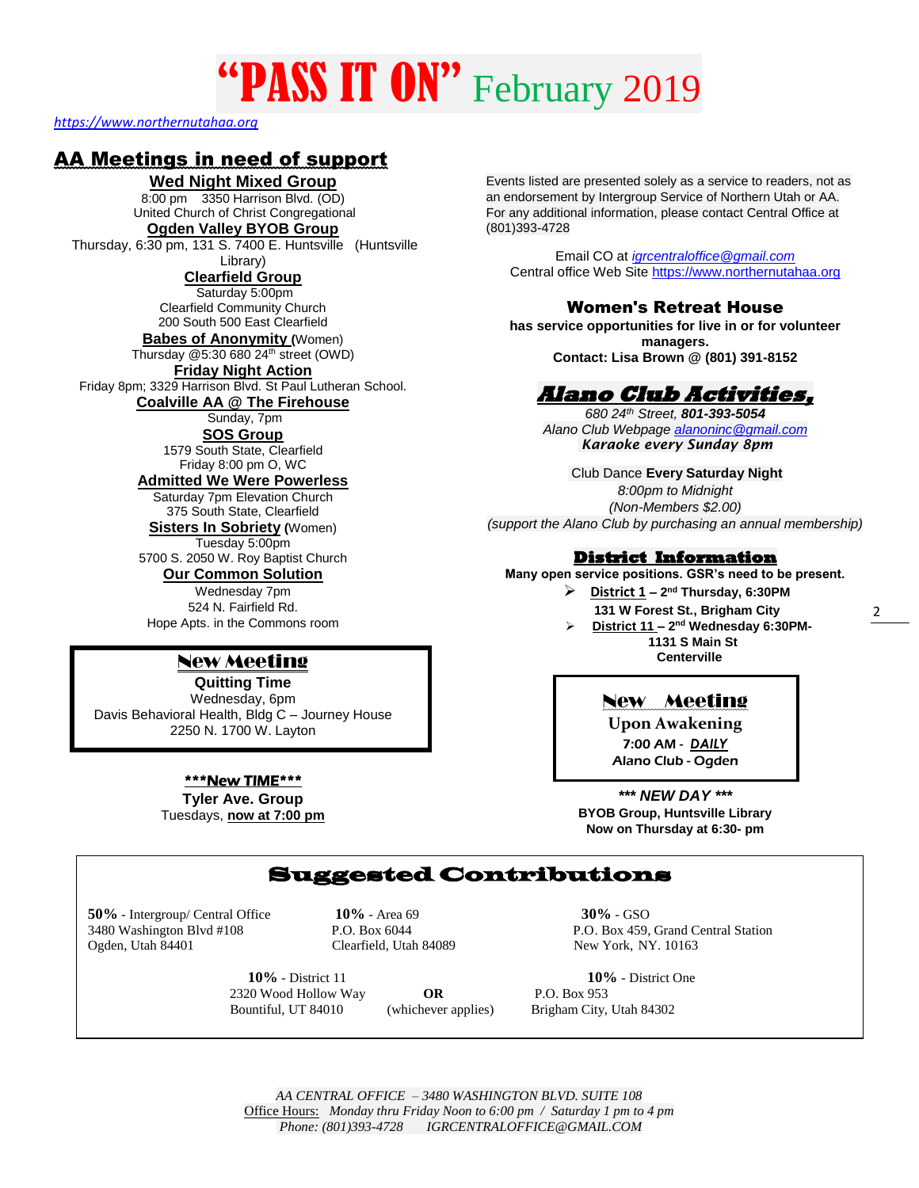# "PASS IT ON" February 2019

https://www.northernutahaa.org

## AA Meetings in need of support

**Wed Night Mixed Group**
8:00 pm 3350 Harrison Blvd. (OD)
United Church of Christ Congregational

**Ogden Valley BYOB Group**
Thursday, 6:30 pm, 131 S. 7400 E. Huntsville (Huntsville Library)

**Clearfield Group**
Saturday 5:00pm
Clearfield Community Church
200 South 500 East Clearfield

**Babes of Anonymity** (Women)
Thursday @5:30 680 24th street (OWD)

**Friday Night Action**
Friday 8pm; 3329 Harrison Blvd. St Paul Lutheran School.

**Coalville AA @ The Firehouse**
Sunday, 7pm

**SOS Group**
1579 South State, Clearfield
Friday 8:00 pm O, WC

**Admitted We Were Powerless**
Saturday 7pm Elevation Church
375 South State, Clearfield

**Sisters In Sobriety** (Women)
Tuesday 5:00pm
5700 S. 2050 W. Roy Baptist Church

**Our Common Solution**
Wednesday 7pm
524 N. Fairfield Rd.
Hope Apts. in the Commons room

### New Meeting

**Quitting Time**
Wednesday, 6pm
Davis Behavioral Health, Bldg C – Journey House
2250 N. 1700 W. Layton

**\*\*\*New TIME\*\*\***
**Tyler Ave. Group**
Tuesdays, **now at 7:00 pm**

Events listed are presented solely as a service to readers, not as an endorsement by Intergroup Service of Northern Utah or AA. For any additional information, please contact Central Office at (801)393-4728

Email CO at *igrcentraloffice@gmail.com*
Central office Web Site https://www.northernutahaa.org

### Women's Retreat House

**has service opportunities for live in or for volunteer managers.**
**Contact: Lisa Brown @ (801) 391-8152**

### Alano Club Activities,

*680 24th Street,* ***801-393-5054***
*Alano Club Webpage alanoninc@gmail.com*
***Karaoke every Sunday 8pm***

Club Dance **Every Saturday Night**
*8:00pm to Midnight*
*(Non-Members $2.00)*
*(support the Alano Club by purchasing an annual membership)*

### District Information

**Many open service positions. GSR's need to be present.**

- **District 1 – 2nd Thursday, 6:30PM**
  **131 W Forest St., Brigham City**
- **District 11 – 2nd Wednesday 6:30PM-**
  **1131 S Main St**
  **Centerville**

### New Meeting

**Upon Awakening**
**7:00 AM - *DAILY***
**Alano Club - Ogden**

***\*\*\* NEW DAY \*\*\****
**BYOB Group, Huntsville Library**
**Now on Thursday at 6:30- pm**

## Suggested Contributions

**50%** - Intergroup/ Central Office
3480 Washington Blvd #108
Ogden, Utah 84401

**10%** - Area 69
P.O. Box 6044
Clearfield, Utah 84089

**30%** - GSO
P.O. Box 459, Grand Central Station
New York, NY. 10163

**10%** - District 11
2320 Wood Hollow Way
Bountiful, UT 84010

**OR**
(whichever applies)

**10%** - District One
P.O. Box 953
Brigham City, Utah 84302

*AA CENTRAL OFFICE – 3480 WASHINGTON BLVD. SUITE 108*
Office Hours: *Monday thru Friday Noon to 6:00 pm / Saturday 1 pm to 4 pm*
*Phone: (801)393-4728 IGRCENTRALOFFICE@GMAIL.COM*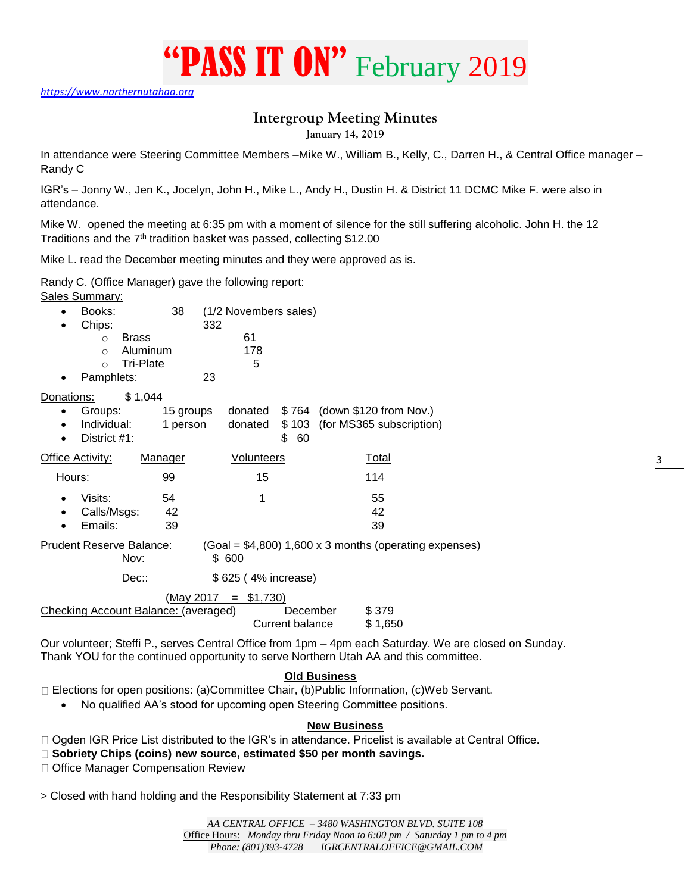# "PASS IT ON" February 2019

*https://www.northernutahaa.org*

## Intergroup Meeting Minutes

January 14, 2019

In attendance were Steering Committee Members –Mike W., William B., Kelly, C., Darren H., & Central Office manager – Randy C

IGR's – Jonny W., Jen K., Jocelyn, John H., Mike L., Andy H., Dustin H. & District 11 DCMC Mike F. were also in attendance.

Mike W. opened the meeting at 6:35 pm with a moment of silence for the still suffering alcoholic. John H. the 12 Traditions and the 7th tradition basket was passed, collecting $12.00

Mike L. read the December meeting minutes and they were approved as is.

Randy C. (Office Manager) gave the following report:

Sales Summary:

- Books: 38 (1/2 Novembers sales)
- Chips: 332
  - Brass 61
  - Aluminum 178
  - Tri-Plate 5
- Pamphlets: 23

Donations: $ 1,044

- Groups: 15 groups donated $ 764 (down $120 from Nov.)
- Individual: 1 person donated $ 103 (for MS365 subscription)
- District #1: $ 60

| Office Activity: | Manager | Volunteers | Total |
|---|---|---|---|
| Hours: | 99 | 15 | 114 |
| • Visits: | 54 | 1 | 55 |
| • Calls/Msgs: | 42 | | 42 |
| • Emails: | 39 | | 39 |

Prudent Reserve Balance: (Goal = $4,800) 1,600 x 3 months (operating expenses)

Nov: $ 600

Dec:: $ 625 ( 4% increase)

(May 2017 = $1,730)

Checking Account Balance: (averaged) December $ 379

Current balance $ 1,650

Our volunteer; Steffi P., serves Central Office from 1pm – 4pm each Saturday. We are closed on Sunday. Thank YOU for the continued opportunity to serve Northern Utah AA and this committee.

### Old Business

- Elections for open positions: (a)Committee Chair, (b)Public Information, (c)Web Servant.
  - No qualified AA's stood for upcoming open Steering Committee positions.

### New Business

- Ogden IGR Price List distributed to the IGR's in attendance. Pricelist is available at Central Office.
- **Sobriety Chips (coins) new source, estimated $50 per month savings.**
- Office Manager Compensation Review

> Closed with hand holding and the Responsibility Statement at 7:33 pm

*AA CENTRAL OFFICE – 3480 WASHINGTON BLVD. SUITE 108*

Office Hours: *Monday thru Friday Noon to 6:00 pm / Saturday 1 pm to 4 pm*

*Phone: (801)393-4728 IGRCENTRALOFFICE@GMAIL.COM*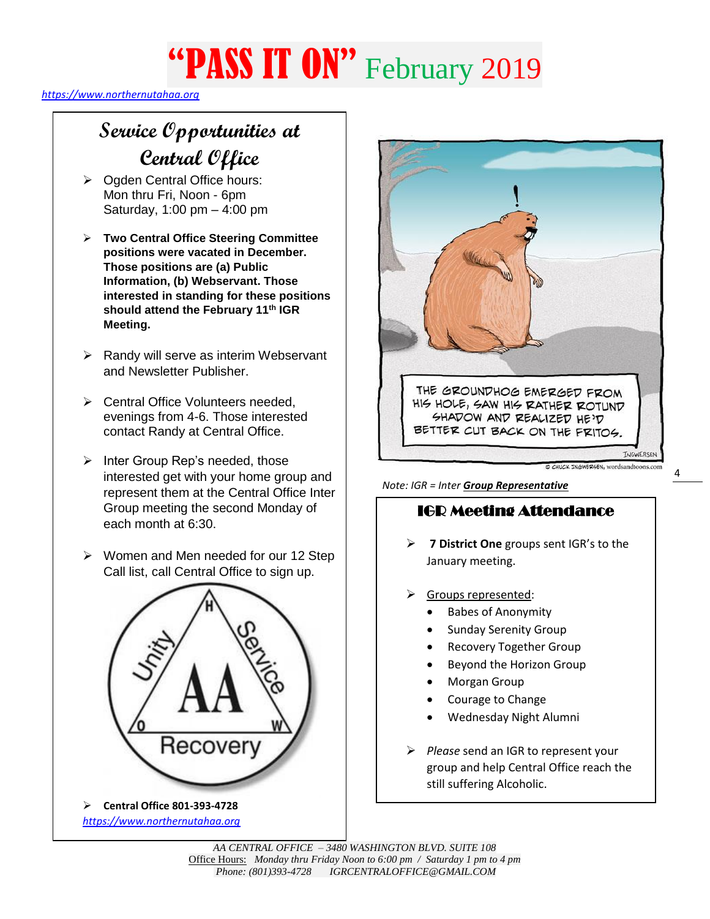# "PASS IT ON" February 2019

*https://www.northernutahaa.org*

## Service Opportunities at Central Office

- Ogden Central Office hours:
  Mon thru Fri, Noon - 6pm
  Saturday, 1:00 pm – 4:00 pm
- **Two Central Office Steering Committee positions were vacated in December. Those positions are (a) Public Information, (b) Webservant. Those interested in standing for these positions should attend the February 11th IGR Meeting.**
- Randy will serve as interim Webservant and Newsletter Publisher.
- Central Office Volunteers needed, evenings from 4-6. Those interested contact Randy at Central Office.
- Inter Group Rep's needed, those interested get with your home group and represent them at the Central Office Inter Group meeting the second Monday of each month at 6:30.
- Women and Men needed for our 12 Step Call list, call Central Office to sign up.

Unity Service
H O W
AA
Recovery

- **Central Office 801-393-4728**
  *https://www.northernutahaa.org*

THE GROUNDHOG EMERGED FROM HIS HOLE, SAW HIS RATHER ROTUND SHADOW AND REALIZED HE'D BETTER CUT BACK ON THE FRITOS.

INGWERSEN
© CHUCK INGWERSEN, wordsandtoons.com

*Note: IGR = Inter **Group Representative***

## IGR Meeting Attendance

- **7 District One** groups sent IGR's to the January meeting.
- Groups represented:
  - Babes of Anonymity
  - Sunday Serenity Group
  - Recovery Together Group
  - Beyond the Horizon Group
  - Morgan Group
  - Courage to Change
  - Wednesday Night Alumni
- *Please* send an IGR to represent your group and help Central Office reach the still suffering Alcoholic.

*AA CENTRAL OFFICE – 3480 WASHINGTON BLVD. SUITE 108*
Office Hours: *Monday thru Friday Noon to 6:00 pm / Saturday 1 pm to 4 pm*
*Phone: (801)393-4728 IGRCENTRALOFFICE@GMAIL.COM*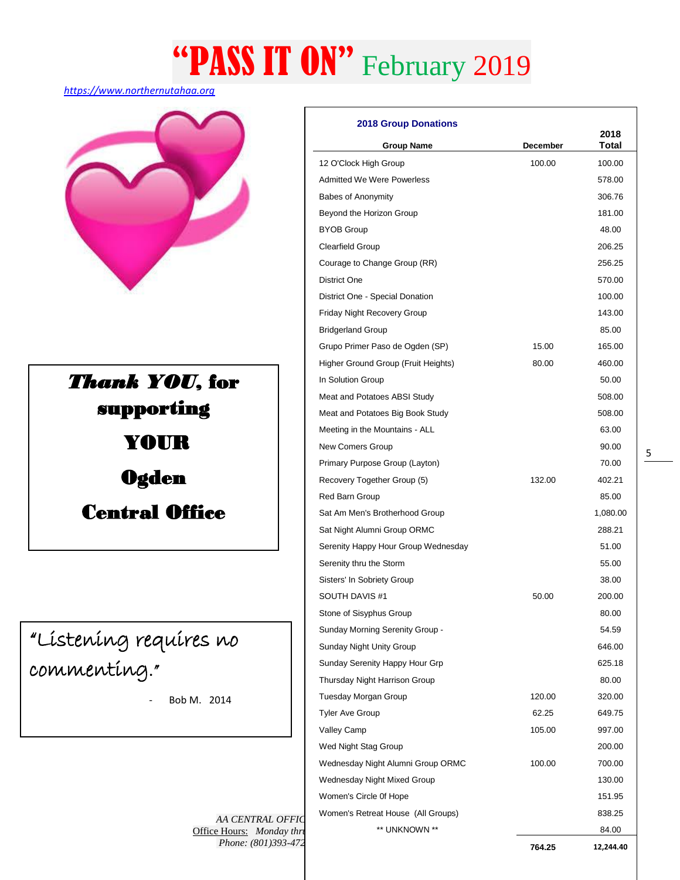# "PASS IT ON" February 2019

https://www.northernutahaa.org

**Thank YOU, for supporting YOUR Ogden Central Office**

"Listening requires no commenting."

- Bob M. 2014

AA CENTRAL OFFIC
Office Hours: Monday thru
Phone: (801)393-472

**2018 Group Donations**

| Group Name | December | 2018 Total |
|---|---|---|
| 12 O'Clock High Group | 100.00 | 100.00 |
| Admitted We Were Powerless | | 578.00 |
| Babes of Anonymity | | 306.76 |
| Beyond the Horizon Group | | 181.00 |
| BYOB Group | | 48.00 |
| Clearfield Group | | 206.25 |
| Courage to Change Group (RR) | | 256.25 |
| District One | | 570.00 |
| District One - Special Donation | | 100.00 |
| Friday Night Recovery Group | | 143.00 |
| Bridgerland Group | | 85.00 |
| Grupo Primer Paso de Ogden (SP) | 15.00 | 165.00 |
| Higher Ground Group (Fruit Heights) | 80.00 | 460.00 |
| In Solution Group | | 50.00 |
| Meat and Potatoes ABSI Study | | 508.00 |
| Meat and Potatoes Big Book Study | | 508.00 |
| Meeting in the Mountains - ALL | | 63.00 |
| New Comers Group | | 90.00 |
| Primary Purpose Group (Layton) | | 70.00 |
| Recovery Together Group (5) | 132.00 | 402.21 |
| Red Barn Group | | 85.00 |
| Sat Am Men's Brotherhood Group | | 1,080.00 |
| Sat Night Alumni Group ORMC | | 288.21 |
| Serenity Happy Hour Group Wednesday | | 51.00 |
| Serenity thru the Storm | | 55.00 |
| Sisters' In Sobriety Group | | 38.00 |
| SOUTH DAVIS #1 | 50.00 | 200.00 |
| Stone of Sisyphus Group | | 80.00 |
| Sunday Morning Serenity Group - | | 54.59 |
| Sunday Night Unity Group | | 646.00 |
| Sunday Serenity Happy Hour Grp | | 625.18 |
| Thursday Night Harrison Group | | 80.00 |
| Tuesday Morgan Group | 120.00 | 320.00 |
| Tyler Ave Group | 62.25 | 649.75 |
| Valley Camp | 105.00 | 997.00 |
| Wed Night Stag Group | | 200.00 |
| Wednesday Night Alumni Group ORMC | 100.00 | 700.00 |
| Wednesday Night Mixed Group | | 130.00 |
| Women's Circle 0f Hope | | 151.95 |
| Women's Retreat House (All Groups) | | 838.25 |
| ** UNKNOWN ** | | 84.00 |
| | **764.25** | **12,244.40** |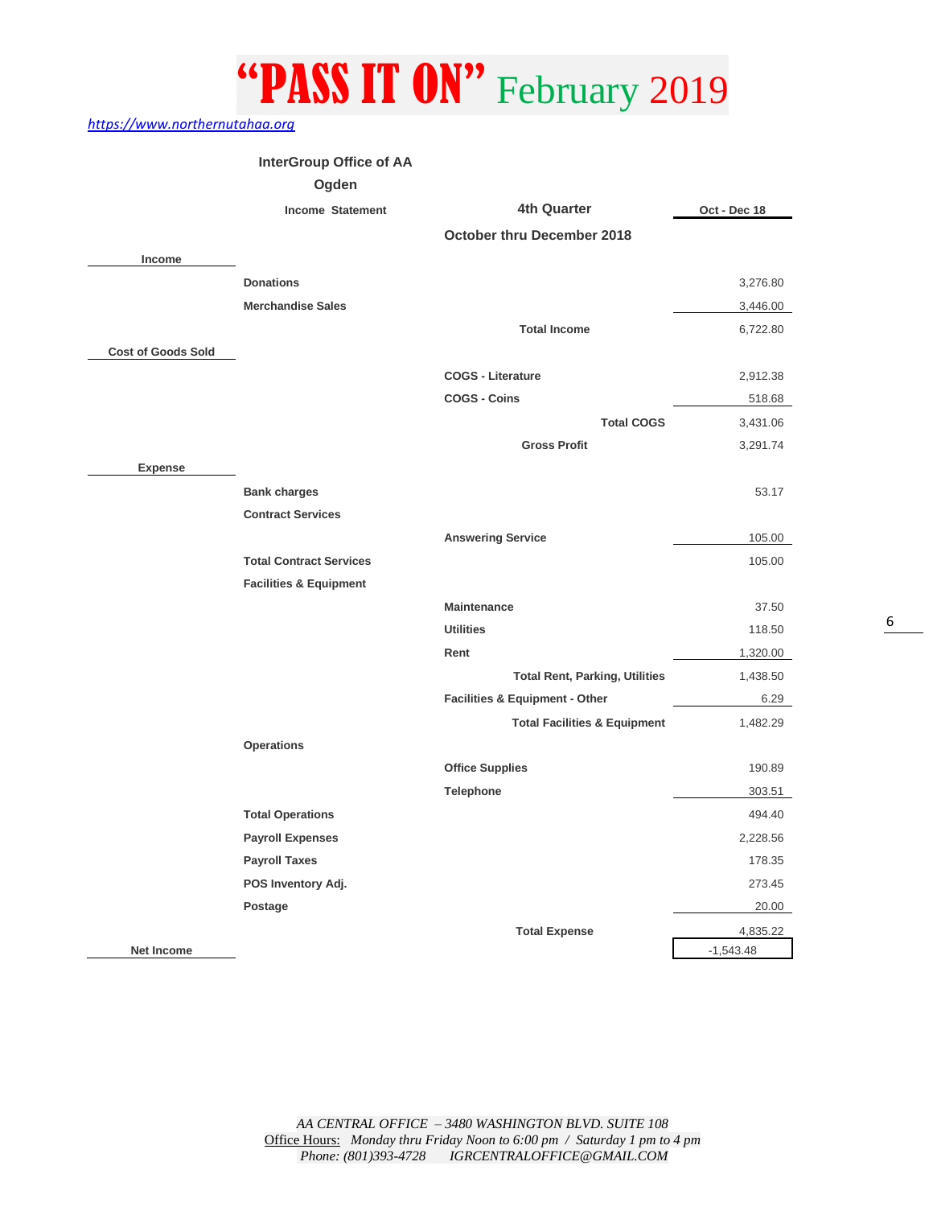# "PASS IT ON" February 2019

*https://www.northernutahaa.org*

**InterGroup Office of AA**

**Ogden**

**Income Statement** — **4th Quarter** — **October thru December 2018**

| | | | Oct - Dec 18 |
|---|---|---|---|
| **Income** | | | |
| | **Donations** | | 3,276.80 |
| | **Merchandise Sales** | | 3,446.00 |
| | | **Total Income** | 6,722.80 |
| **Cost of Goods Sold** | | | |
| | | **COGS - Literature** | 2,912.38 |
| | | **COGS - Coins** | 518.68 |
| | | **Total COGS** | 3,431.06 |
| | | **Gross Profit** | 3,291.74 |
| **Expense** | | | |
| | **Bank charges** | | 53.17 |
| | **Contract Services** | | |
| | | **Answering Service** | 105.00 |
| | **Total Contract Services** | | 105.00 |
| | **Facilities & Equipment** | | |
| | | **Maintenance** | 37.50 |
| | | **Utilities** | 118.50 |
| | | **Rent** | 1,320.00 |
| | | **Total Rent, Parking, Utilities** | 1,438.50 |
| | | **Facilities & Equipment - Other** | 6.29 |
| | | **Total Facilities & Equipment** | 1,482.29 |
| | **Operations** | | |
| | | **Office Supplies** | 190.89 |
| | | **Telephone** | 303.51 |
| | **Total Operations** | | 494.40 |
| | **Payroll Expenses** | | 2,228.56 |
| | **Payroll Taxes** | | 178.35 |
| | **POS Inventory Adj.** | | 273.45 |
| | **Postage** | | 20.00 |
| | | **Total Expense** | 4,835.22 |
| **Net Income** | | | -1,543.48 |

*AA CENTRAL OFFICE – 3480 WASHINGTON BLVD. SUITE 108*
Office Hours: *Monday thru Friday Noon to 6:00 pm / Saturday 1 pm to 4 pm*
*Phone: (801)393-4728 IGRCENTRALOFFICE@GMAIL.COM*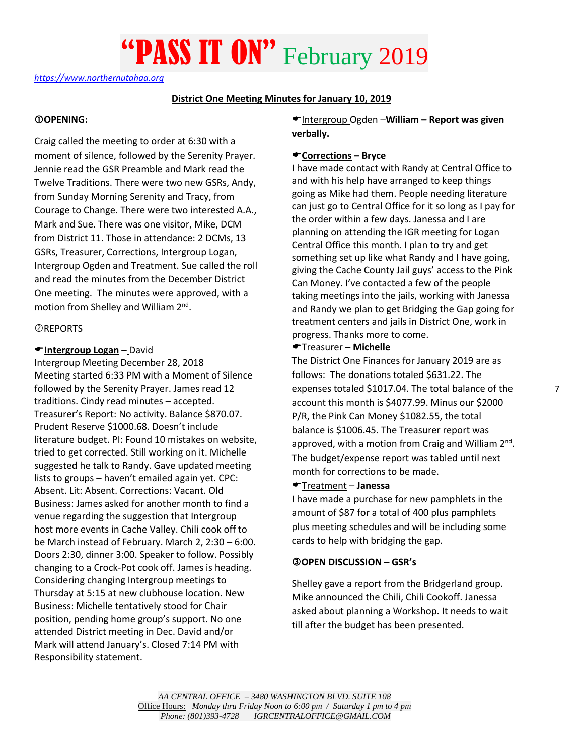# "PASS IT ON" February 2019

*https://www.northernutahaa.org*

**District One Meeting Minutes for January 10, 2019**

**①OPENING:**

Craig called the meeting to order at 6:30 with a moment of silence, followed by the Serenity Prayer. Jennie read the GSR Preamble and Mark read the Twelve Traditions. There were two new GSRs, Andy, from Sunday Morning Serenity and Tracy, from Courage to Change. There were two interested A.A., Mark and Sue. There was one visitor, Mike, DCM from District 11. Those in attendance: 2 DCMs, 13 GSRs, Treasurer, Corrections, Intergroup Logan, Intergroup Ogden and Treatment. Sue called the roll and read the minutes from the December District One meeting. The minutes were approved, with a motion from Shelley and William 2nd.

②REPORTS

☛**Intergroup Logan** – David

Intergroup Meeting December 28, 2018

Meeting started 6:33 PM with a Moment of Silence followed by the Serenity Prayer. James read 12 traditions. Cindy read minutes – accepted. Treasurer's Report: No activity. Balance $870.07. Prudent Reserve $1000.68. Doesn't include literature budget. PI: Found 10 mistakes on website, tried to get corrected. Still working on it. Michelle suggested he talk to Randy. Gave updated meeting lists to groups – haven't emailed again yet. CPC: Absent. Lit: Absent. Corrections: Vacant. Old Business: James asked for another month to find a venue regarding the suggestion that Intergroup host more events in Cache Valley. Chili cook off to be March instead of February. March 2, 2:30 – 6:00. Doors 2:30, dinner 3:00. Speaker to follow. Possibly changing to a Crock-Pot cook off. James is heading. Considering changing Intergroup meetings to Thursday at 5:15 at new clubhouse location. New Business: Michelle tentatively stood for Chair position, pending home group's support. No one attended District meeting in Dec. David and/or Mark will attend January's. Closed 7:14 PM with Responsibility statement.

☛Intergroup Ogden –**William – Report was given verbally.**

☛**Corrections – Bryce**

I have made contact with Randy at Central Office to and with his help have arranged to keep things going as Mike had them. People needing literature can just go to Central Office for it so long as I pay for the order within a few days. Janessa and I are planning on attending the IGR meeting for Logan Central Office this month. I plan to try and get something set up like what Randy and I have going, giving the Cache County Jail guys' access to the Pink Can Money. I've contacted a few of the people taking meetings into the jails, working with Janessa and Randy we plan to get Bridging the Gap going for treatment centers and jails in District One, work in progress. Thanks more to come.

☛Treasurer – **Michelle**

The District One Finances for January 2019 are as follows: The donations totaled $631.22. The expenses totaled $1017.04. The total balance of the account this month is $4077.99. Minus our $2000 P/R, the Pink Can Money $1082.55, the total balance is $1006.45. The Treasurer report was approved, with a motion from Craig and William 2nd. The budget/expense report was tabled until next month for corrections to be made.

☛Treatment – **Janessa**

I have made a purchase for new pamphlets in the amount of $87 for a total of 400 plus pamphlets plus meeting schedules and will be including some cards to help with bridging the gap.

**③OPEN DISCUSSION – GSR's**

Shelley gave a report from the Bridgerland group. Mike announced the Chili, Chili Cookoff. Janessa asked about planning a Workshop. It needs to wait till after the budget has been presented.

*AA CENTRAL OFFICE – 3480 WASHINGTON BLVD. SUITE 108*
Office Hours: *Monday thru Friday Noon to 6:00 pm / Saturday 1 pm to 4 pm*
*Phone: (801)393-4728 IGRCENTRALOFFICE@GMAIL.COM*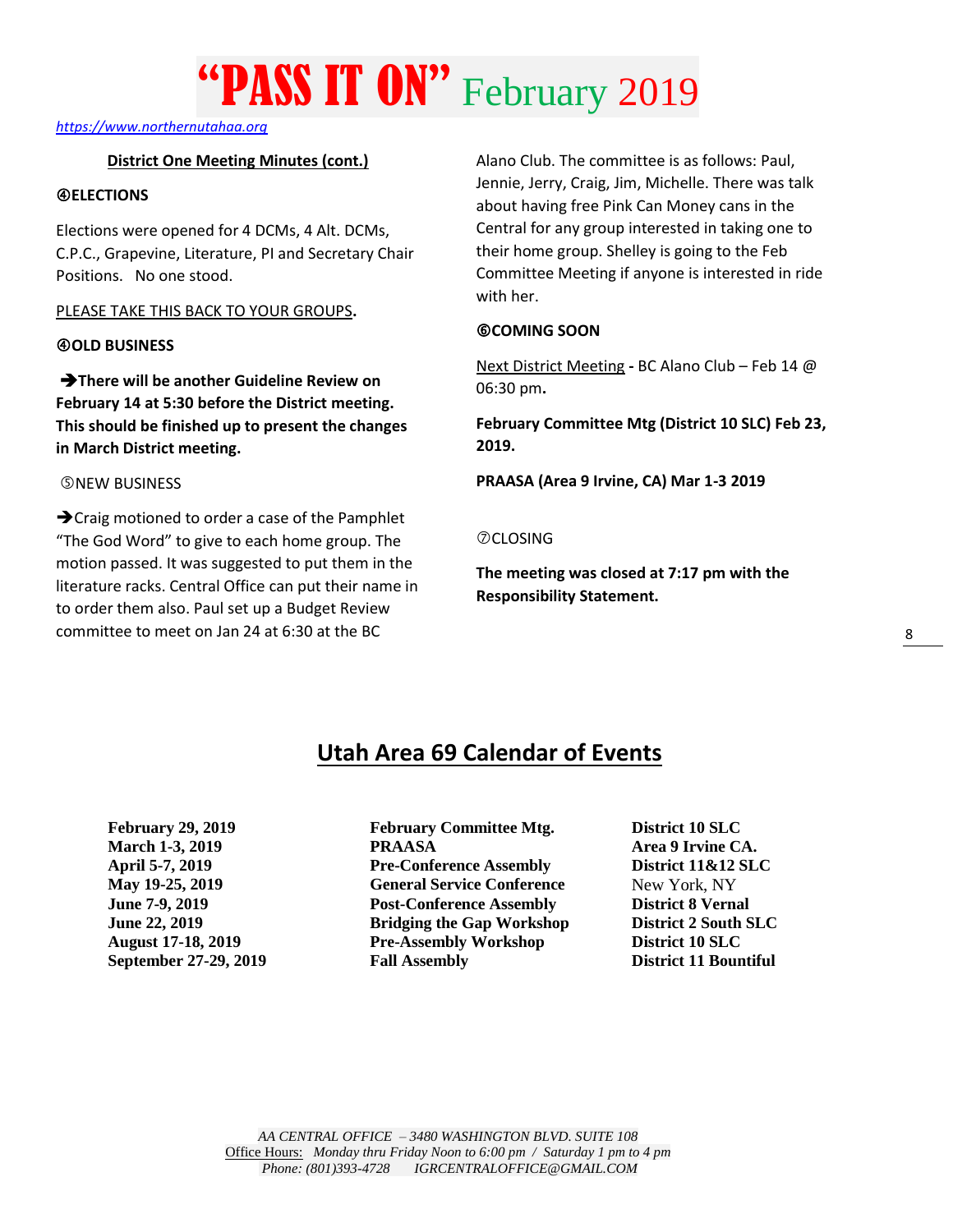# "PASS IT ON" February 2019

*https://www.northernutahaa.org*

**District One Meeting Minutes (cont.)**

**④ELECTIONS**

Elections were opened for 4 DCMs, 4 Alt. DCMs, C.P.C., Grapevine, Literature, PI and Secretary Chair Positions. No one stood.

PLEASE TAKE THIS BACK TO YOUR GROUPS**.**

**④OLD BUSINESS**

**➔There will be another Guideline Review on February 14 at 5:30 before the District meeting. This should be finished up to present the changes in March District meeting.**

⑤NEW BUSINESS

➔Craig motioned to order a case of the Pamphlet "The God Word" to give to each home group. The motion passed. It was suggested to put them in the literature racks. Central Office can put their name in to order them also. Paul set up a Budget Review committee to meet on Jan 24 at 6:30 at the BC Alano Club. The committee is as follows: Paul, Jennie, Jerry, Craig, Jim, Michelle. There was talk about having free Pink Can Money cans in the Central for any group interested in taking one to their home group. Shelley is going to the Feb Committee Meeting if anyone is interested in ride with her.

**⑥COMING SOON**

Next District Meeting **-** BC Alano Club – Feb 14 @ 06:30 pm**.**

**February Committee Mtg (District 10 SLC) Feb 23, 2019.**

**PRAASA (Area 9 Irvine, CA) Mar 1-3 2019**

⑦CLOSING

**The meeting was closed at 7:17 pm with the Responsibility Statement.**

## Utah Area 69 Calendar of Events

| | | |
|---|---|---|
| **February 29, 2019** | **February Committee Mtg.** | **District 10 SLC** |
| **March 1-3, 2019** | **PRAASA** | **Area 9 Irvine CA.** |
| **April 5-7, 2019** | **Pre-Conference Assembly** | **District 11&12 SLC** |
| **May 19-25, 2019** | **General Service Conference** | New York, NY |
| **June 7-9, 2019** | **Post-Conference Assembly** | **District 8 Vernal** |
| **June 22, 2019** | **Bridging the Gap Workshop** | **District 2 South SLC** |
| **August 17-18, 2019** | **Pre-Assembly Workshop** | **District 10 SLC** |
| **September 27-29, 2019** | **Fall Assembly** | **District 11 Bountiful** |

*AA CENTRAL OFFICE – 3480 WASHINGTON BLVD. SUITE 108*
Office Hours: *Monday thru Friday Noon to 6:00 pm / Saturday 1 pm to 4 pm*
*Phone: (801)393-4728 IGRCENTRALOFFICE@GMAIL.COM*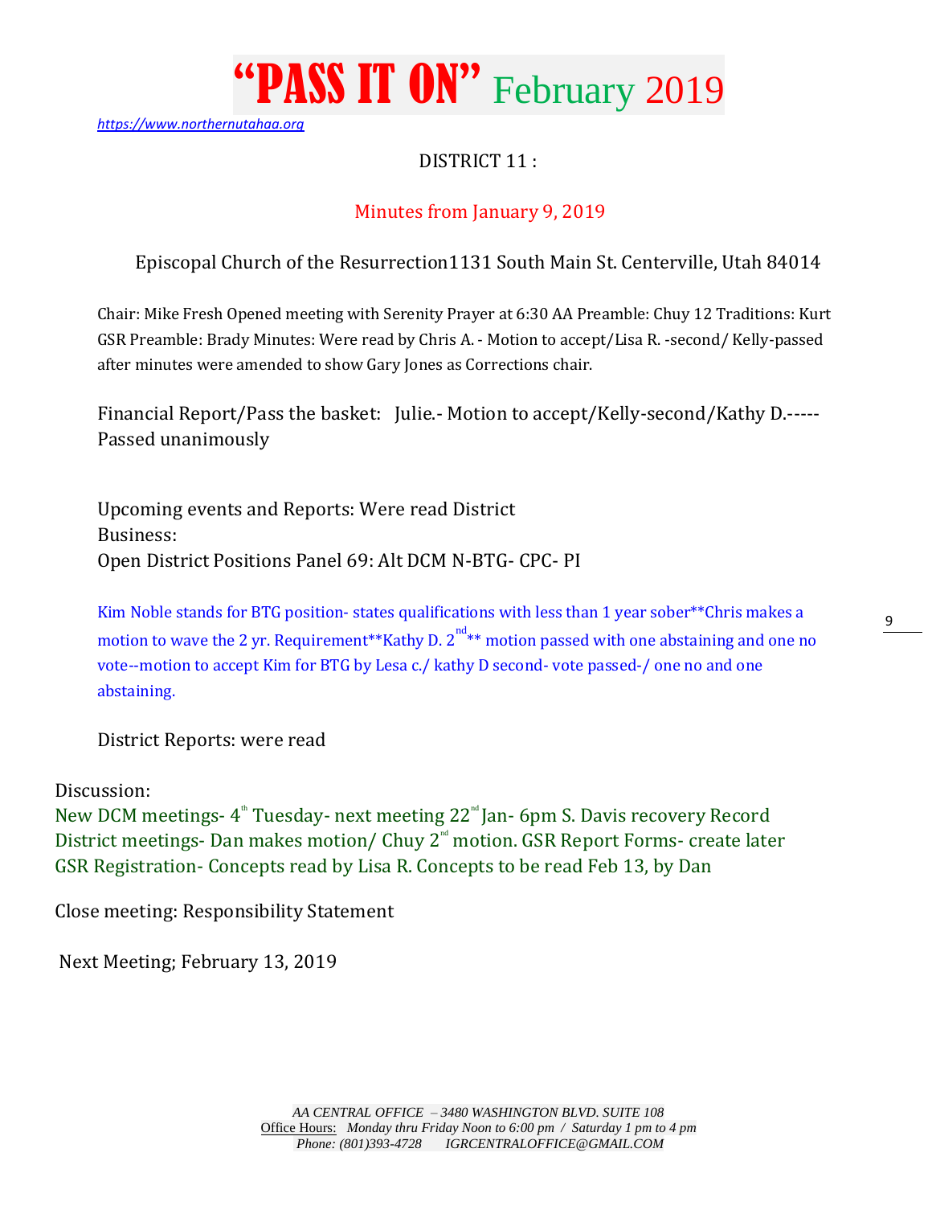# "PASS IT ON" February 2019

*https://www.northernutahaa.org*

DISTRICT 11 :

Minutes from January 9, 2019

Episcopal Church of the Resurrection1131 South Main St. Centerville, Utah 84014

Chair: Mike Fresh Opened meeting with Serenity Prayer at 6:30 AA Preamble: Chuy 12 Traditions: Kurt GSR Preamble: Brady Minutes: Were read by Chris A. - Motion to accept/Lisa R. -second/ Kelly-passed after minutes were amended to show Gary Jones as Corrections chair.

Financial Report/Pass the basket: Julie.- Motion to accept/Kelly-second/Kathy D.----- Passed unanimously

Upcoming events and Reports: Were read District
Business:
Open District Positions Panel 69: Alt DCM N-BTG- CPC- PI

Kim Noble stands for BTG position- states qualifications with less than 1 year sober**Chris makes a motion to wave the 2 yr. Requirement**Kathy D. 2nd** motion passed with one abstaining and one no vote--motion to accept Kim for BTG by Lesa c./ kathy D second- vote passed-/ one no and one abstaining.

District Reports: were read

Discussion:
New DCM meetings- 4th Tuesday- next meeting 22nd Jan- 6pm S. Davis recovery Record
District meetings- Dan makes motion/ Chuy 2nd motion. GSR Report Forms- create later
GSR Registration- Concepts read by Lisa R. Concepts to be read Feb 13, by Dan

Close meeting: Responsibility Statement

Next Meeting; February 13, 2019

*AA CENTRAL OFFICE – 3480 WASHINGTON BLVD. SUITE 108*
Office Hours: *Monday thru Friday Noon to 6:00 pm / Saturday 1 pm to 4 pm*
*Phone: (801)393-4728 IGRCENTRALOFFICE@GMAIL.COM*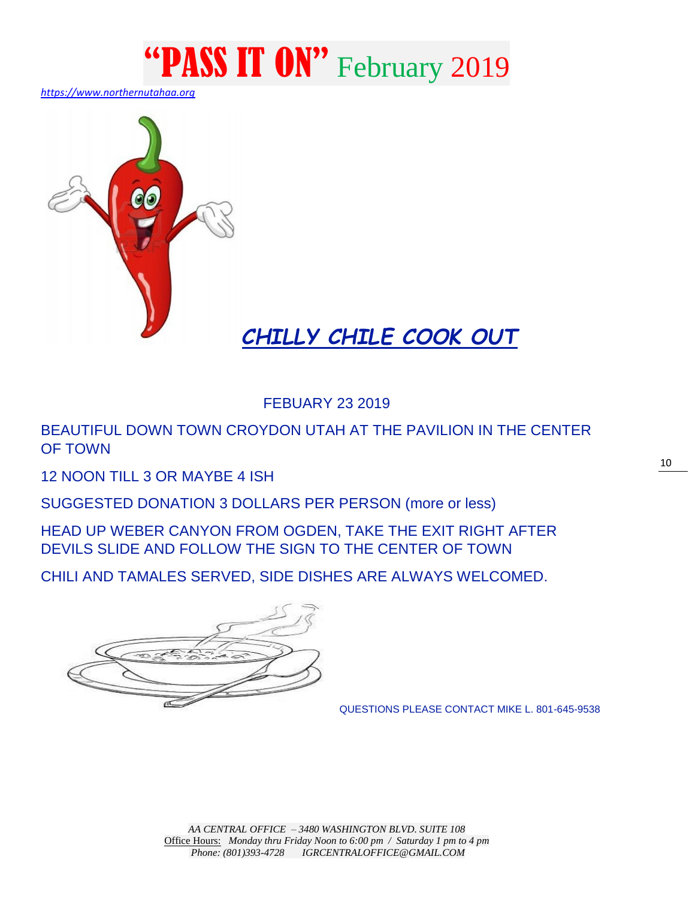# "PASS IT ON" February 2019

*https://www.northernutahaa.org*

## *CHILLY CHILE COOK OUT*

FEBUARY 23 2019

BEAUTIFUL DOWN TOWN CROYDON UTAH AT THE PAVILION IN THE CENTER OF TOWN

12 NOON TILL 3 OR MAYBE 4 ISH

SUGGESTED DONATION 3 DOLLARS PER PERSON (more or less)

HEAD UP WEBER CANYON FROM OGDEN, TAKE THE EXIT RIGHT AFTER DEVILS SLIDE AND FOLLOW THE SIGN TO THE CENTER OF TOWN

CHILI AND TAMALES SERVED, SIDE DISHES ARE ALWAYS WELCOMED.

QUESTIONS PLEASE CONTACT MIKE L. 801-645-9538

*AA CENTRAL OFFICE – 3480 WASHINGTON BLVD. SUITE 108*
Office Hours: *Monday thru Friday Noon to 6:00 pm / Saturday 1 pm to 4 pm*
*Phone: (801)393-4728 IGRCENTRALOFFICE@GMAIL.COM*